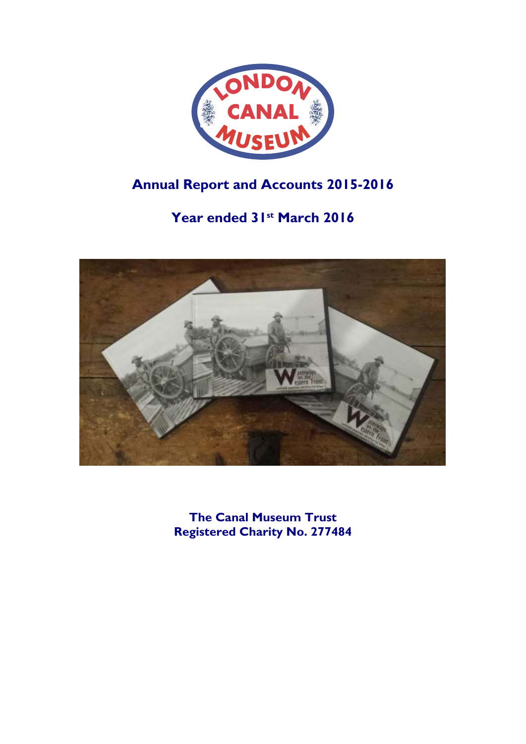# Annual Report and Accounts 2015-2016

## Year ended 31st March 2016

**The Canal Museum Trust**
**Registered Charity No. 277484**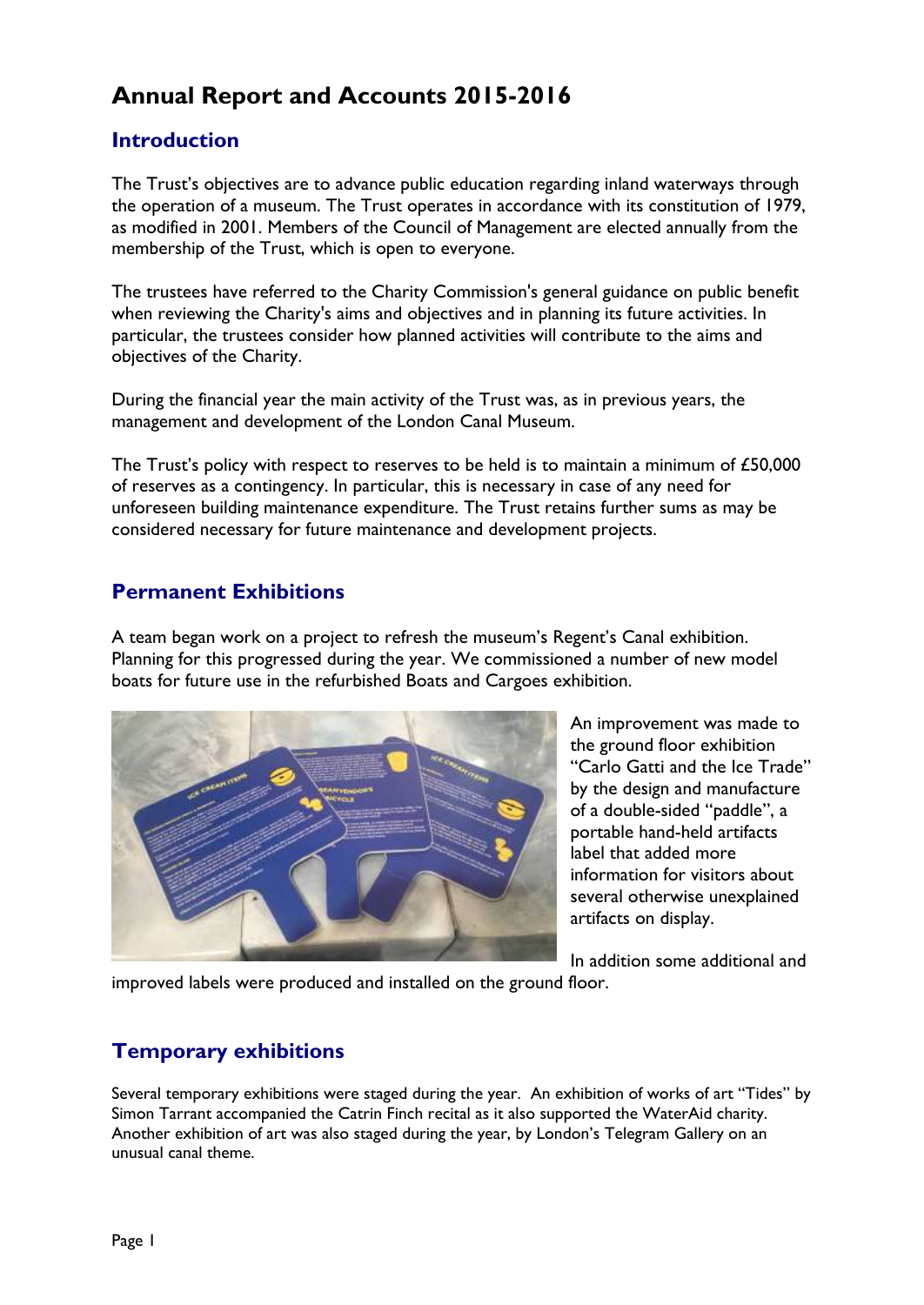# Annual Report and Accounts 2015-2016

## Introduction

The Trust's objectives are to advance public education regarding inland waterways through the operation of a museum. The Trust operates in accordance with its constitution of 1979, as modified in 2001. Members of the Council of Management are elected annually from the membership of the Trust, which is open to everyone.

The trustees have referred to the Charity Commission's general guidance on public benefit when reviewing the Charity's aims and objectives and in planning its future activities. In particular, the trustees consider how planned activities will contribute to the aims and objectives of the Charity.

During the financial year the main activity of the Trust was, as in previous years, the management and development of the London Canal Museum.

The Trust's policy with respect to reserves to be held is to maintain a minimum of £50,000 of reserves as a contingency. In particular, this is necessary in case of any need for unforeseen building maintenance expenditure. The Trust retains further sums as may be considered necessary for future maintenance and development projects.

## Permanent Exhibitions

A team began work on a project to refresh the museum's Regent's Canal exhibition. Planning for this progressed during the year. We commissioned a number of new model boats for future use in the refurbished Boats and Cargoes exhibition.

An improvement was made to the ground floor exhibition "Carlo Gatti and the Ice Trade" by the design and manufacture of a double-sided "paddle", a portable hand-held artifacts label that added more information for visitors about several otherwise unexplained artifacts on display.

In addition some additional and improved labels were produced and installed on the ground floor.

## Temporary exhibitions

Several temporary exhibitions were staged during the year. An exhibition of works of art "Tides" by Simon Tarrant accompanied the Catrin Finch recital as it also supported the WaterAid charity. Another exhibition of art was also staged during the year, by London's Telegram Gallery on an unusual canal theme.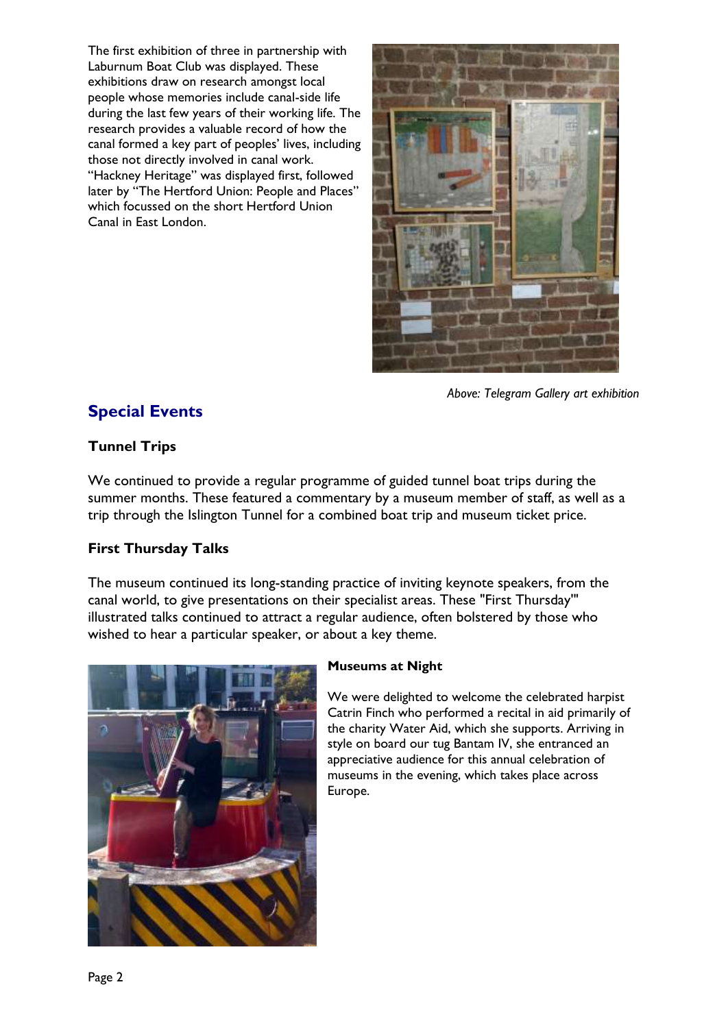The first exhibition of three in partnership with Laburnum Boat Club was displayed. These exhibitions draw on research amongst local people whose memories include canal-side life during the last few years of their working life. The research provides a valuable record of how the canal formed a key part of peoples' lives, including those not directly involved in canal work. "Hackney Heritage" was displayed first, followed later by "The Hertford Union: People and Places" which focussed on the short Hertford Union Canal in East London.

*Above: Telegram Gallery art exhibition*

## Special Events

### Tunnel Trips

We continued to provide a regular programme of guided tunnel boat trips during the summer months. These featured a commentary by a museum member of staff, as well as a trip through the Islington Tunnel for a combined boat trip and museum ticket price.

### First Thursday Talks

The museum continued its long-standing practice of inviting keynote speakers, from the canal world, to give presentations on their specialist areas. These "First Thursday'" illustrated talks continued to attract a regular audience, often bolstered by those who wished to hear a particular speaker, or about a key theme.

### Museums at Night

We were delighted to welcome the celebrated harpist Catrin Finch who performed a recital in aid primarily of the charity Water Aid, which she supports. Arriving in style on board our tug Bantam IV, she entranced an appreciative audience for this annual celebration of museums in the evening, which takes place across Europe.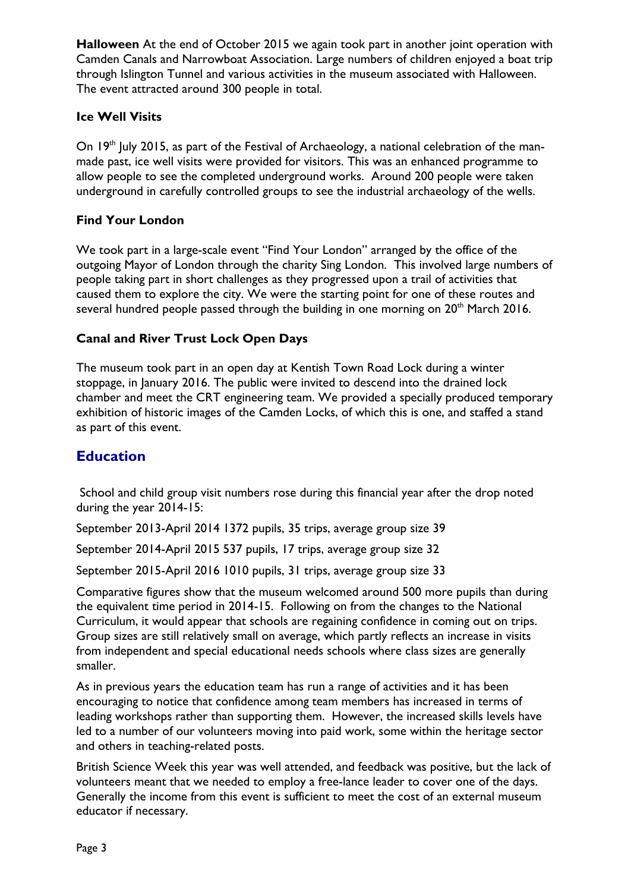**Halloween** At the end of October 2015 we again took part in another joint operation with Camden Canals and Narrowboat Association. Large numbers of children enjoyed a boat trip through Islington Tunnel and various activities in the museum associated with Halloween. The event attracted around 300 people in total.

### Ice Well Visits

On 19th July 2015, as part of the Festival of Archaeology, a national celebration of the man-made past, ice well visits were provided for visitors. This was an enhanced programme to allow people to see the completed underground works. Around 200 people were taken underground in carefully controlled groups to see the industrial archaeology of the wells.

### Find Your London

We took part in a large-scale event "Find Your London" arranged by the office of the outgoing Mayor of London through the charity Sing London. This involved large numbers of people taking part in short challenges as they progressed upon a trail of activities that caused them to explore the city. We were the starting point for one of these routes and several hundred people passed through the building in one morning on 20th March 2016.

### Canal and River Trust Lock Open Days

The museum took part in an open day at Kentish Town Road Lock during a winter stoppage, in January 2016. The public were invited to descend into the drained lock chamber and meet the CRT engineering team. We provided a specially produced temporary exhibition of historic images of the Camden Locks, of which this is one, and staffed a stand as part of this event.

## Education

School and child group visit numbers rose during this financial year after the drop noted during the year 2014-15:

September 2013-April 2014 1372 pupils, 35 trips, average group size 39

September 2014-April 2015 537 pupils, 17 trips, average group size 32

September 2015-April 2016 1010 pupils, 31 trips, average group size 33

Comparative figures show that the museum welcomed around 500 more pupils than during the equivalent time period in 2014-15. Following on from the changes to the National Curriculum, it would appear that schools are regaining confidence in coming out on trips. Group sizes are still relatively small on average, which partly reflects an increase in visits from independent and special educational needs schools where class sizes are generally smaller.

As in previous years the education team has run a range of activities and it has been encouraging to notice that confidence among team members has increased in terms of leading workshops rather than supporting them. However, the increased skills levels have led to a number of our volunteers moving into paid work, some within the heritage sector and others in teaching-related posts.

British Science Week this year was well attended, and feedback was positive, but the lack of volunteers meant that we needed to employ a free-lance leader to cover one of the days. Generally the income from this event is sufficient to meet the cost of an external museum educator if necessary.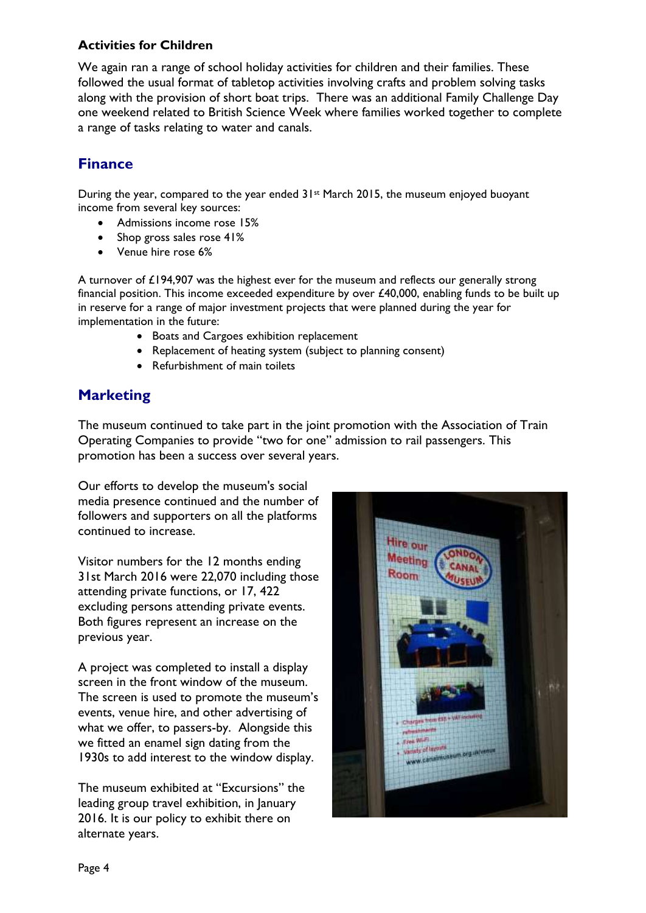**Activities for Children**

We again ran a range of school holiday activities for children and their families. These followed the usual format of tabletop activities involving crafts and problem solving tasks along with the provision of short boat trips. There was an additional Family Challenge Day one weekend related to British Science Week where families worked together to complete a range of tasks relating to water and canals.

## Finance

During the year, compared to the year ended 31st March 2015, the museum enjoyed buoyant income from several key sources:

- Admissions income rose 15%
- Shop gross sales rose 41%
- Venue hire rose 6%

A turnover of £194,907 was the highest ever for the museum and reflects our generally strong financial position. This income exceeded expenditure by over £40,000, enabling funds to be built up in reserve for a range of major investment projects that were planned during the year for implementation in the future:

- Boats and Cargoes exhibition replacement
- Replacement of heating system (subject to planning consent)
- Refurbishment of main toilets

## Marketing

The museum continued to take part in the joint promotion with the Association of Train Operating Companies to provide "two for one" admission to rail passengers. This promotion has been a success over several years.

Our efforts to develop the museum's social media presence continued and the number of followers and supporters on all the platforms continued to increase.

Visitor numbers for the 12 months ending 31st March 2016 were 22,070 including those attending private functions, or 17, 422 excluding persons attending private events. Both figures represent an increase on the previous year.

A project was completed to install a display screen in the front window of the museum. The screen is used to promote the museum's events, venue hire, and other advertising of what we offer, to passers-by. Alongside this we fitted an enamel sign dating from the 1930s to add interest to the window display.

The museum exhibited at "Excursions" the leading group travel exhibition, in January 2016. It is our policy to exhibit there on alternate years.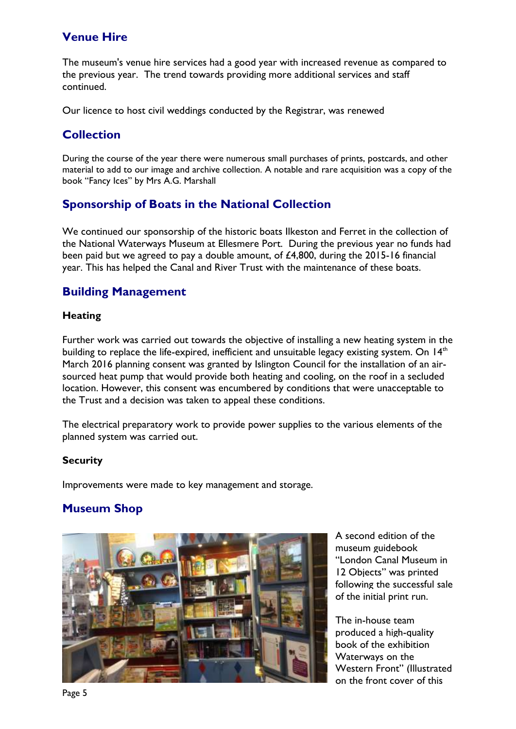## Venue Hire

The museum's venue hire services had a good year with increased revenue as compared to the previous year. The trend towards providing more additional services and staff continued.

Our licence to host civil weddings conducted by the Registrar, was renewed

## Collection

During the course of the year there were numerous small purchases of prints, postcards, and other material to add to our image and archive collection. A notable and rare acquisition was a copy of the book "Fancy Ices" by Mrs A.G. Marshall

## Sponsorship of Boats in the National Collection

We continued our sponsorship of the historic boats Ilkeston and Ferret in the collection of the National Waterways Museum at Ellesmere Port. During the previous year no funds had been paid but we agreed to pay a double amount, of £4,800, during the 2015-16 financial year. This has helped the Canal and River Trust with the maintenance of these boats.

## Building Management

### Heating

Further work was carried out towards the objective of installing a new heating system in the building to replace the life-expired, inefficient and unsuitable legacy existing system. On 14th March 2016 planning consent was granted by Islington Council for the installation of an air-sourced heat pump that would provide both heating and cooling, on the roof in a secluded location. However, this consent was encumbered by conditions that were unacceptable to the Trust and a decision was taken to appeal these conditions.

The electrical preparatory work to provide power supplies to the various elements of the planned system was carried out.

### Security

Improvements were made to key management and storage.

## Museum Shop

A second edition of the museum guidebook "London Canal Museum in 12 Objects" was printed following the successful sale of the initial print run.

The in-house team produced a high-quality book of the exhibition Waterways on the Western Front" (Illustrated on the front cover of this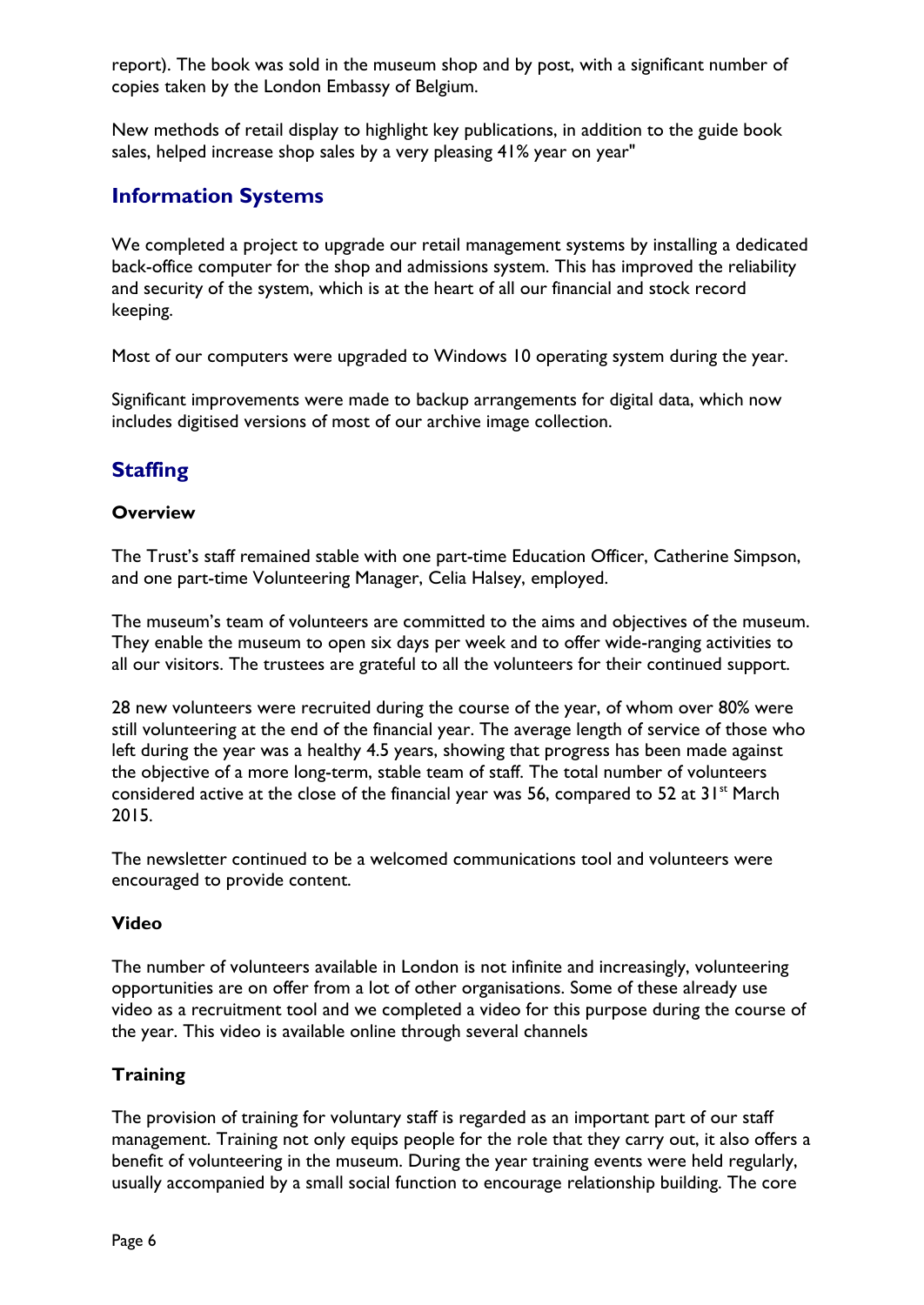report). The book was sold in the museum shop and by post, with a significant number of copies taken by the London Embassy of Belgium.

New methods of retail display to highlight key publications, in addition to the guide book sales, helped increase shop sales by a very pleasing 41% year on year"

## Information Systems

We completed a project to upgrade our retail management systems by installing a dedicated back-office computer for the shop and admissions system. This has improved the reliability and security of the system, which is at the heart of all our financial and stock record keeping.

Most of our computers were upgraded to Windows 10 operating system during the year.

Significant improvements were made to backup arrangements for digital data, which now includes digitised versions of most of our archive image collection.

## Staffing

### Overview

The Trust's staff remained stable with one part-time Education Officer, Catherine Simpson, and one part-time Volunteering Manager, Celia Halsey, employed.

The museum's team of volunteers are committed to the aims and objectives of the museum. They enable the museum to open six days per week and to offer wide-ranging activities to all our visitors. The trustees are grateful to all the volunteers for their continued support.

28 new volunteers were recruited during the course of the year, of whom over 80% were still volunteering at the end of the financial year. The average length of service of those who left during the year was a healthy 4.5 years, showing that progress has been made against the objective of a more long-term, stable team of staff. The total number of volunteers considered active at the close of the financial year was 56, compared to 52 at 31st March 2015.

The newsletter continued to be a welcomed communications tool and volunteers were encouraged to provide content.

### Video

The number of volunteers available in London is not infinite and increasingly, volunteering opportunities are on offer from a lot of other organisations. Some of these already use video as a recruitment tool and we completed a video for this purpose during the course of the year. This video is available online through several channels

### Training

The provision of training for voluntary staff is regarded as an important part of our staff management. Training not only equips people for the role that they carry out, it also offers a benefit of volunteering in the museum. During the year training events were held regularly, usually accompanied by a small social function to encourage relationship building. The core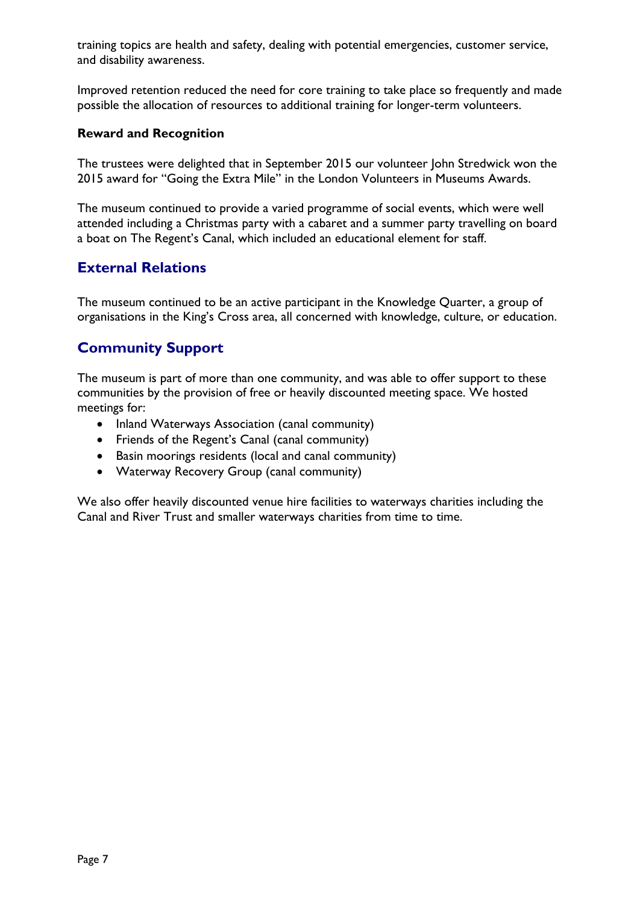training topics are health and safety, dealing with potential emergencies, customer service, and disability awareness.

Improved retention reduced the need for core training to take place so frequently and made possible the allocation of resources to additional training for longer-term volunteers.

**Reward and Recognition**

The trustees were delighted that in September 2015 our volunteer John Stredwick won the 2015 award for "Going the Extra Mile" in the London Volunteers in Museums Awards.

The museum continued to provide a varied programme of social events, which were well attended including a Christmas party with a cabaret and a summer party travelling on board a boat on The Regent's Canal, which included an educational element for staff.

## External Relations

The museum continued to be an active participant in the Knowledge Quarter, a group of organisations in the King's Cross area, all concerned with knowledge, culture, or education.

## Community Support

The museum is part of more than one community, and was able to offer support to these communities by the provision of free or heavily discounted meeting space. We hosted meetings for:

- Inland Waterways Association (canal community)
- Friends of the Regent's Canal (canal community)
- Basin moorings residents (local and canal community)
- Waterway Recovery Group (canal community)

We also offer heavily discounted venue hire facilities to waterways charities including the Canal and River Trust and smaller waterways charities from time to time.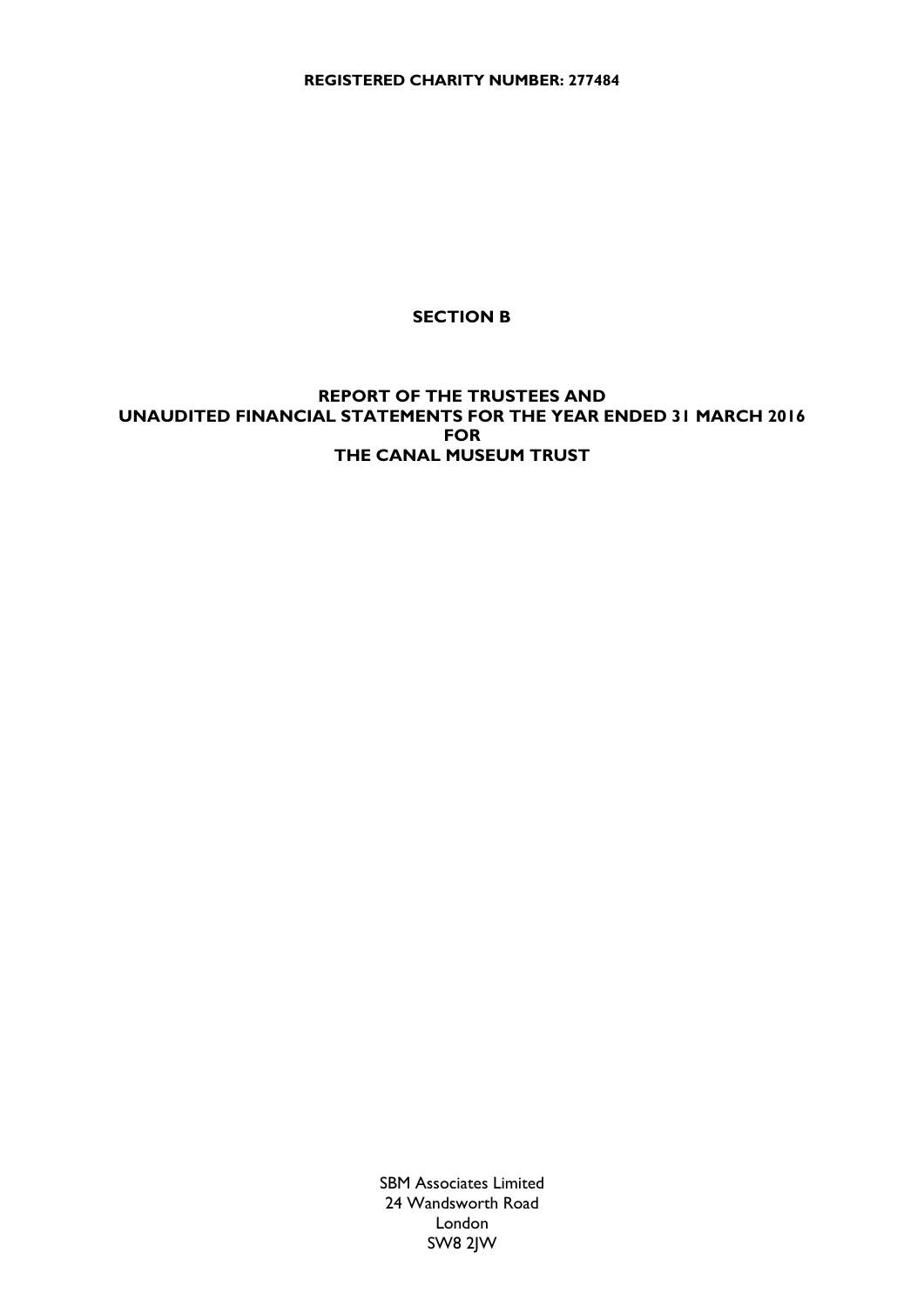**REGISTERED CHARITY NUMBER: 277484**

# SECTION B

## REPORT OF THE TRUSTEES AND UNAUDITED FINANCIAL STATEMENTS FOR THE YEAR ENDED 31 MARCH 2016 FOR THE CANAL MUSEUM TRUST

SBM Associates Limited
24 Wandsworth Road
London
SW8 2JW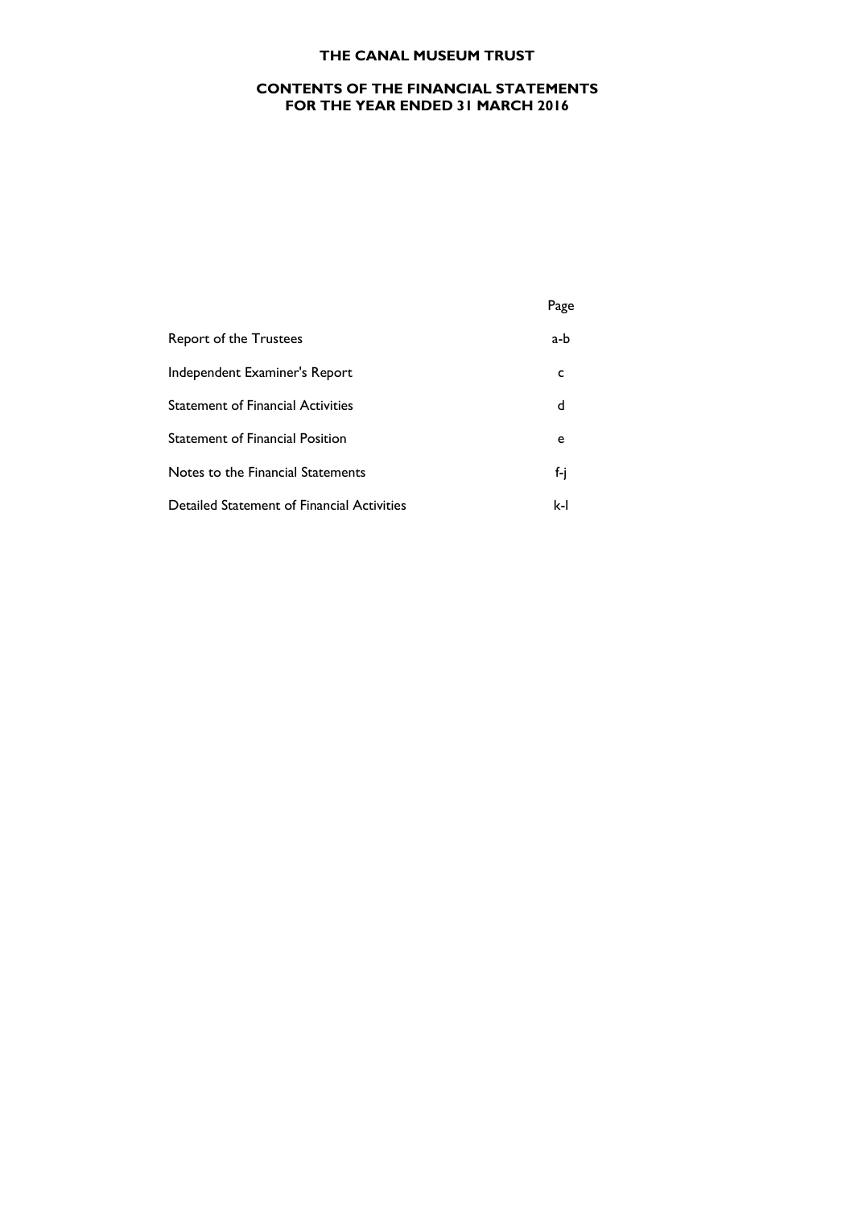# THE CANAL MUSEUM TRUST

## CONTENTS OF THE FINANCIAL STATEMENTS
## FOR THE YEAR ENDED 31 MARCH 2016

| | Page |
|---|---|
| Report of the Trustees | a-b |
| Independent Examiner's Report | c |
| Statement of Financial Activities | d |
| Statement of Financial Position | e |
| Notes to the Financial Statements | f-j |
| Detailed Statement of Financial Activities | k-l |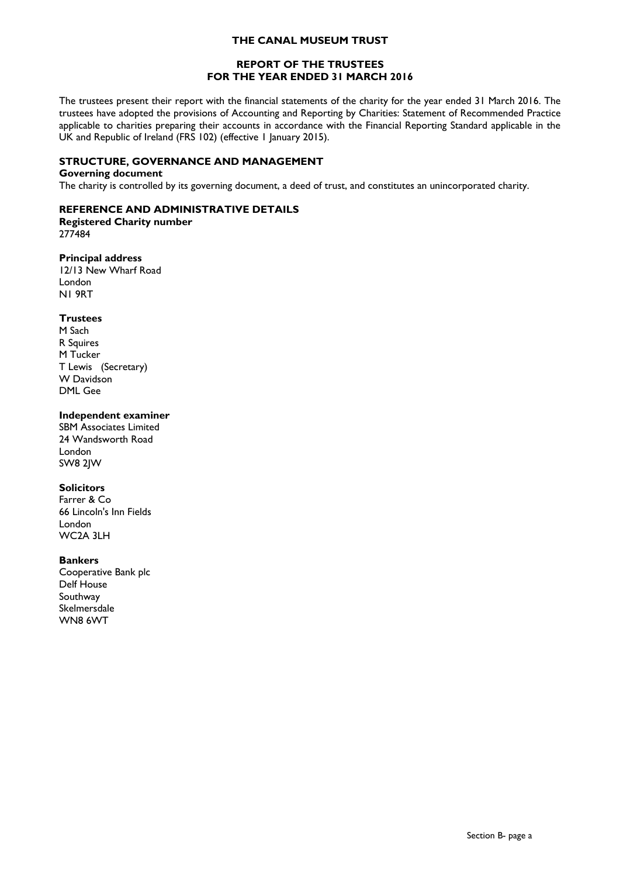# THE CANAL MUSEUM TRUST

## REPORT OF THE TRUSTEES
## FOR THE YEAR ENDED 31 MARCH 2016

The trustees present their report with the financial statements of the charity for the year ended 31 March 2016. The trustees have adopted the provisions of Accounting and Reporting by Charities: Statement of Recommended Practice applicable to charities preparing their accounts in accordance with the Financial Reporting Standard applicable in the UK and Republic of Ireland (FRS 102) (effective 1 January 2015).

## STRUCTURE, GOVERNANCE AND MANAGEMENT

**Governing document**

The charity is controlled by its governing document, a deed of trust, and constitutes an unincorporated charity.

## REFERENCE AND ADMINISTRATIVE DETAILS

**Registered Charity number**

277484

**Principal address**

12/13 New Wharf Road
London
N1 9RT

**Trustees**

M Sach
R Squires
M Tucker
T Lewis (Secretary)
W Davidson
DML Gee

**Independent examiner**

SBM Associates Limited
24 Wandsworth Road
London
SW8 2JW

**Solicitors**

Farrer & Co
66 Lincoln's Inn Fields
London
WC2A 3LH

**Bankers**

Cooperative Bank plc
Delf House
Southway
Skelmersdale
WN8 6WT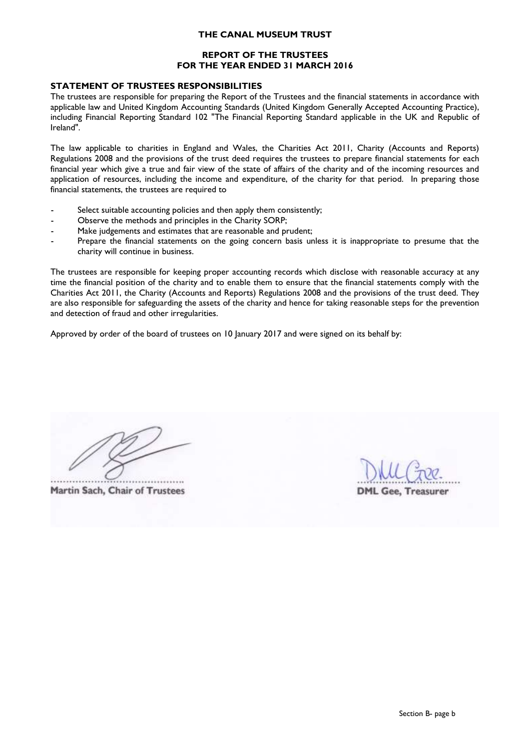# THE CANAL MUSEUM TRUST

## REPORT OF THE TRUSTEES
## FOR THE YEAR ENDED 31 MARCH 2016

### STATEMENT OF TRUSTEES RESPONSIBILITIES

The trustees are responsible for preparing the Report of the Trustees and the financial statements in accordance with applicable law and United Kingdom Accounting Standards (United Kingdom Generally Accepted Accounting Practice), including Financial Reporting Standard 102 "The Financial Reporting Standard applicable in the UK and Republic of Ireland".

The law applicable to charities in England and Wales, the Charities Act 2011, Charity (Accounts and Reports) Regulations 2008 and the provisions of the trust deed requires the trustees to prepare financial statements for each financial year which give a true and fair view of the state of affairs of the charity and of the incoming resources and application of resources, including the income and expenditure, of the charity for that period. In preparing those financial statements, the trustees are required to

- Select suitable accounting policies and then apply them consistently;
- Observe the methods and principles in the Charity SORP;
- Make judgements and estimates that are reasonable and prudent;
- Prepare the financial statements on the going concern basis unless it is inappropriate to presume that the charity will continue in business.

The trustees are responsible for keeping proper accounting records which disclose with reasonable accuracy at any time the financial position of the charity and to enable them to ensure that the financial statements comply with the Charities Act 2011, the Charity (Accounts and Reports) Regulations 2008 and the provisions of the trust deed. They are also responsible for safeguarding the assets of the charity and hence for taking reasonable steps for the prevention and detection of fraud and other irregularities.

Approved by order of the board of trustees on 10 January 2017 and were signed on its behalf by:

Martin Sach, Chair of Trustees

DML Gee, Treasurer

Section B- page b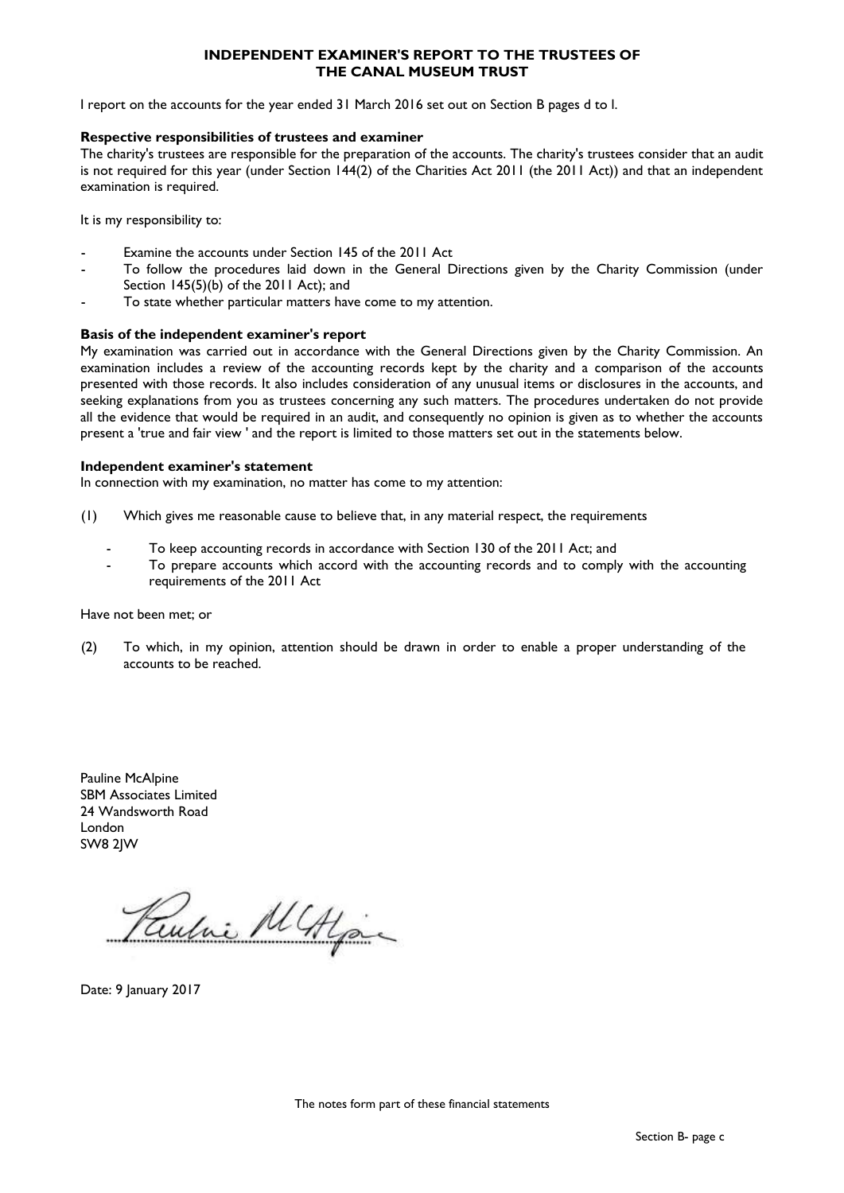# INDEPENDENT EXAMINER'S REPORT TO THE TRUSTEES OF THE CANAL MUSEUM TRUST

I report on the accounts for the year ended 31 March 2016 set out on Section B pages d to l.

**Respective responsibilities of trustees and examiner**

The charity's trustees are responsible for the preparation of the accounts. The charity's trustees consider that an audit is not required for this year (under Section 144(2) of the Charities Act 2011 (the 2011 Act)) and that an independent examination is required.

It is my responsibility to:

- Examine the accounts under Section 145 of the 2011 Act
- To follow the procedures laid down in the General Directions given by the Charity Commission (under Section 145(5)(b) of the 2011 Act); and
- To state whether particular matters have come to my attention.

**Basis of the independent examiner's report**

My examination was carried out in accordance with the General Directions given by the Charity Commission. An examination includes a review of the accounting records kept by the charity and a comparison of the accounts presented with those records. It also includes consideration of any unusual items or disclosures in the accounts, and seeking explanations from you as trustees concerning any such matters. The procedures undertaken do not provide all the evidence that would be required in an audit, and consequently no opinion is given as to whether the accounts present a 'true and fair view ' and the report is limited to those matters set out in the statements below.

**Independent examiner's statement**

In connection with my examination, no matter has come to my attention:

(1) Which gives me reasonable cause to believe that, in any material respect, the requirements

- To keep accounting records in accordance with Section 130 of the 2011 Act; and
- To prepare accounts which accord with the accounting records and to comply with the accounting requirements of the 2011 Act

Have not been met; or

(2) To which, in my opinion, attention should be drawn in order to enable a proper understanding of the accounts to be reached.

Pauline McAlpine
SBM Associates Limited
24 Wandsworth Road
London
SW8 2JW

Date: 9 January 2017

The notes form part of these financial statements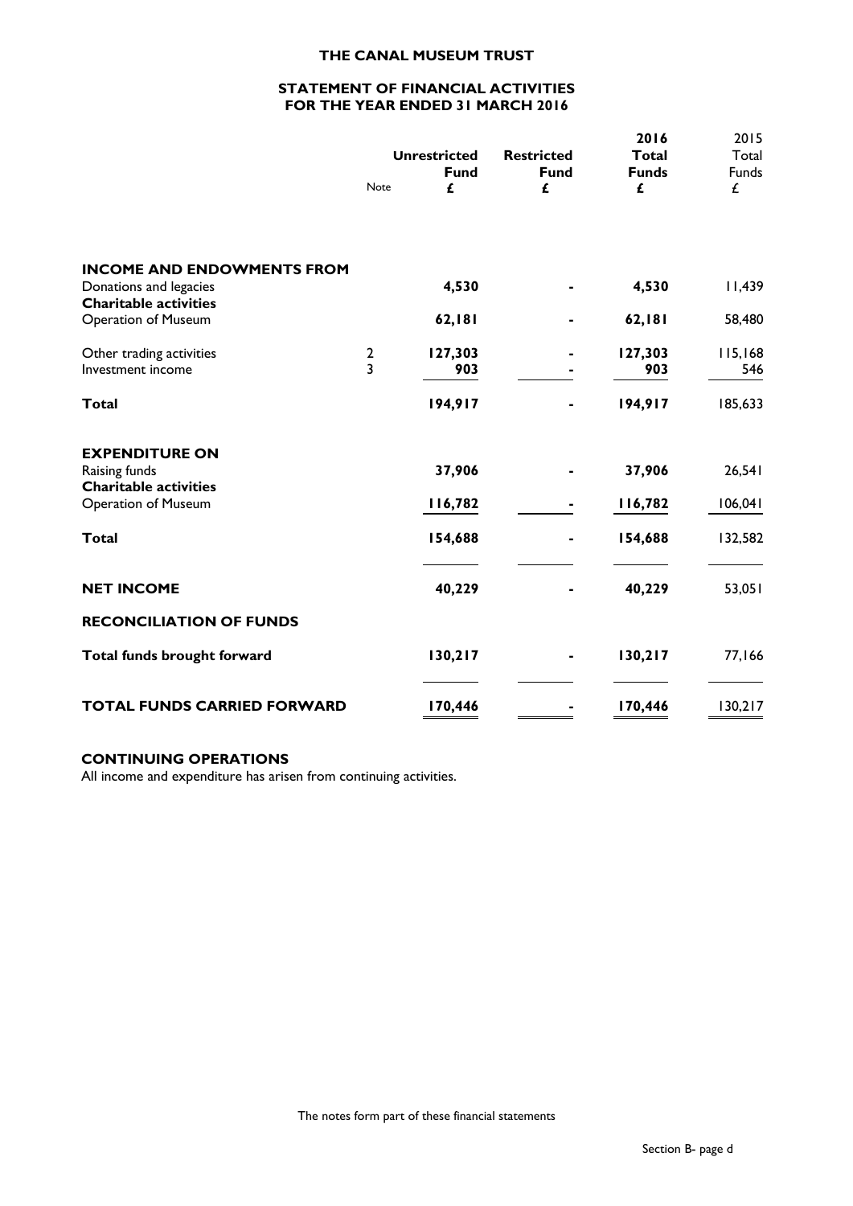# THE CANAL MUSEUM TRUST

## STATEMENT OF FINANCIAL ACTIVITIES
## FOR THE YEAR ENDED 31 MARCH 2016

| | Note | Unrestricted Fund £ | Restricted Fund £ | 2016 Total Funds £ | 2015 Total Funds £ |
|---|---|---|---|---|---|
| **INCOME AND ENDOWMENTS FROM** | | | | | |
| Donations and legacies | | **4,530** | **-** | **4,530** | 11,439 |
| **Charitable activities** | | | | | |
| Operation of Museum | | **62,181** | **-** | **62,181** | 58,480 |
| Other trading activities | 2 | **127,303** | **-** | **127,303** | 115,168 |
| Investment income | 3 | **903** | **-** | **903** | 546 |
| **Total** | | **194,917** | **-** | **194,917** | 185,633 |
| **EXPENDITURE ON** | | | | | |
| Raising funds | | **37,906** | **-** | **37,906** | 26,541 |
| **Charitable activities** | | | | | |
| Operation of Museum | | **116,782** | **-** | **116,782** | 106,041 |
| **Total** | | **154,688** | **-** | **154,688** | 132,582 |
| **NET INCOME** | | **40,229** | **-** | **40,229** | 53,051 |
| **RECONCILIATION OF FUNDS** | | | | | |
| **Total funds brought forward** | | **130,217** | **-** | **130,217** | 77,166 |
| **TOTAL FUNDS CARRIED FORWARD** | | **170,446** | **-** | **170,446** | 130,217 |

### CONTINUING OPERATIONS

All income and expenditure has arisen from continuing activities.

The notes form part of these financial statements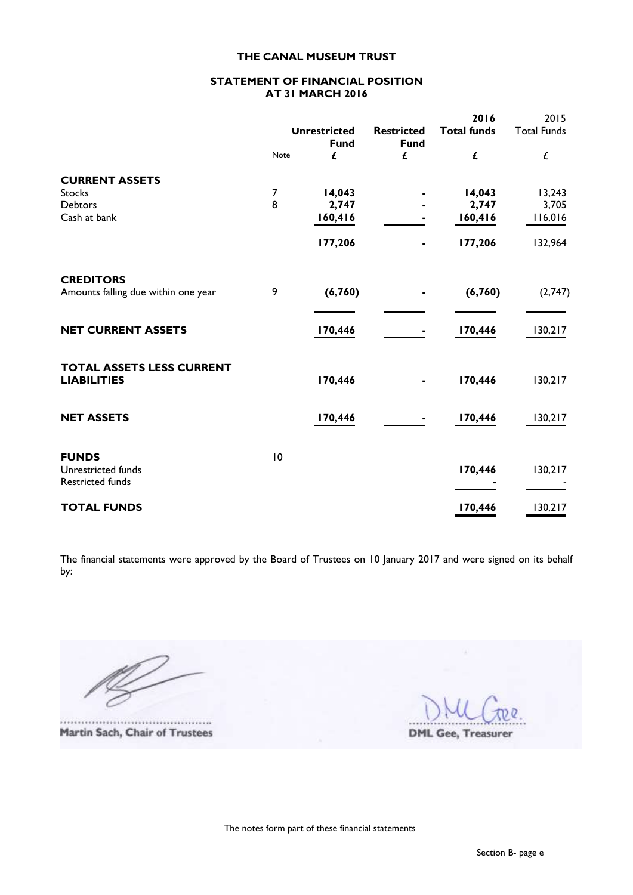# THE CANAL MUSEUM TRUST

## STATEMENT OF FINANCIAL POSITION AT 31 MARCH 2016

| | Note | Unrestricted Fund | Restricted Fund | 2016 Total funds | 2015 Total Funds |
|---|---|---|---|---|---|
| | | £ | £ | £ | £ |
| **CURRENT ASSETS** | | | | | |
| Stocks | 7 | **14,043** | **-** | **14,043** | 13,243 |
| Debtors | 8 | **2,747** | **-** | **2,747** | 3,705 |
| Cash at bank | | **160,416** | **-** | **160,416** | 116,016 |
| | | **177,206** | **-** | **177,206** | 132,964 |
| **CREDITORS** | | | | | |
| Amounts falling due within one year | 9 | **(6,760)** | **-** | **(6,760)** | (2,747) |
| **NET CURRENT ASSETS** | | **170,446** | **-** | **170,446** | 130,217 |
| **TOTAL ASSETS LESS CURRENT LIABILITIES** | | **170,446** | **-** | **170,446** | 130,217 |
| **NET ASSETS** | | **170,446** | **-** | **170,446** | 130,217 |
| **FUNDS** | 10 | | | | |
| Unrestricted funds | | | | **170,446** | 130,217 |
| Restricted funds | | | | **-** | - |
| **TOTAL FUNDS** | | | | **170,446** | 130,217 |

The financial statements were approved by the Board of Trustees on 10 January 2017 and were signed on its behalf by:

Martin Sach, Chair of Trustees

DML Gee, Treasurer

The notes form part of these financial statements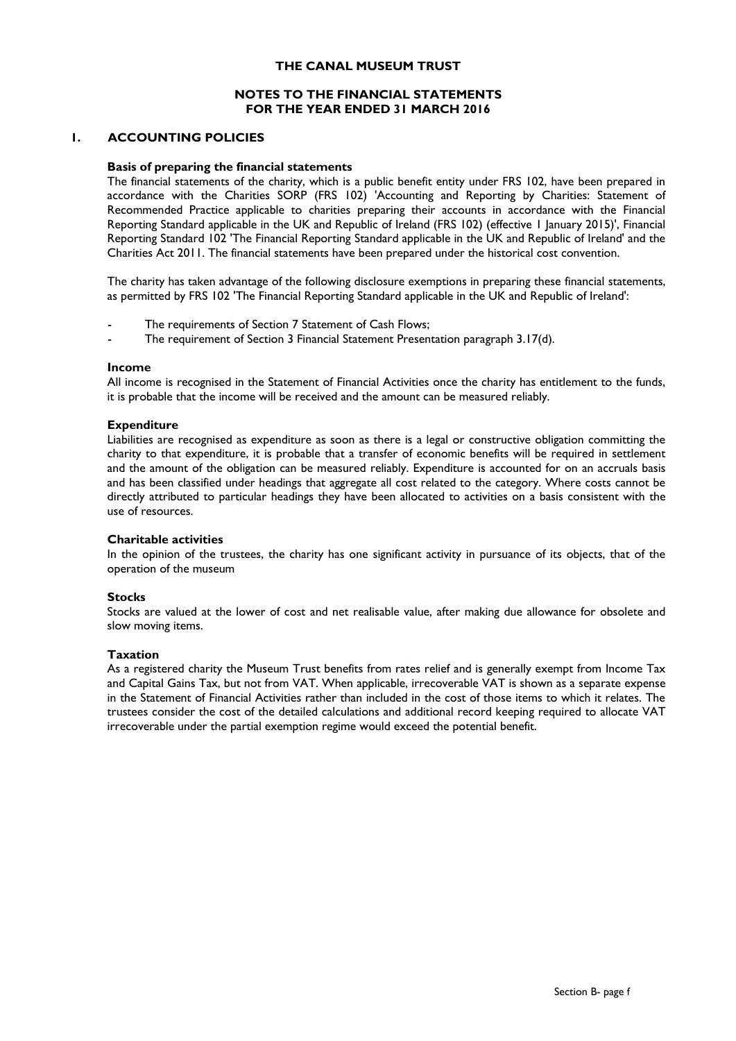# THE CANAL MUSEUM TRUST

## NOTES TO THE FINANCIAL STATEMENTS FOR THE YEAR ENDED 31 MARCH 2016

## 1. ACCOUNTING POLICIES

**Basis of preparing the financial statements**

The financial statements of the charity, which is a public benefit entity under FRS 102, have been prepared in accordance with the Charities SORP (FRS 102) 'Accounting and Reporting by Charities: Statement of Recommended Practice applicable to charities preparing their accounts in accordance with the Financial Reporting Standard applicable in the UK and Republic of Ireland (FRS 102) (effective 1 January 2015)', Financial Reporting Standard 102 'The Financial Reporting Standard applicable in the UK and Republic of Ireland' and the Charities Act 2011. The financial statements have been prepared under the historical cost convention.

The charity has taken advantage of the following disclosure exemptions in preparing these financial statements, as permitted by FRS 102 'The Financial Reporting Standard applicable in the UK and Republic of Ireland':

- The requirements of Section 7 Statement of Cash Flows;
- The requirement of Section 3 Financial Statement Presentation paragraph 3.17(d).

**Income**

All income is recognised in the Statement of Financial Activities once the charity has entitlement to the funds, it is probable that the income will be received and the amount can be measured reliably.

**Expenditure**

Liabilities are recognised as expenditure as soon as there is a legal or constructive obligation committing the charity to that expenditure, it is probable that a transfer of economic benefits will be required in settlement and the amount of the obligation can be measured reliably. Expenditure is accounted for on an accruals basis and has been classified under headings that aggregate all cost related to the category. Where costs cannot be directly attributed to particular headings they have been allocated to activities on a basis consistent with the use of resources.

**Charitable activities**

In the opinion of the trustees, the charity has one significant activity in pursuance of its objects, that of the operation of the museum

**Stocks**

Stocks are valued at the lower of cost and net realisable value, after making due allowance for obsolete and slow moving items.

**Taxation**

As a registered charity the Museum Trust benefits from rates relief and is generally exempt from Income Tax and Capital Gains Tax, but not from VAT. When applicable, irrecoverable VAT is shown as a separate expense in the Statement of Financial Activities rather than included in the cost of those items to which it relates. The trustees consider the cost of the detailed calculations and additional record keeping required to allocate VAT irrecoverable under the partial exemption regime would exceed the potential benefit.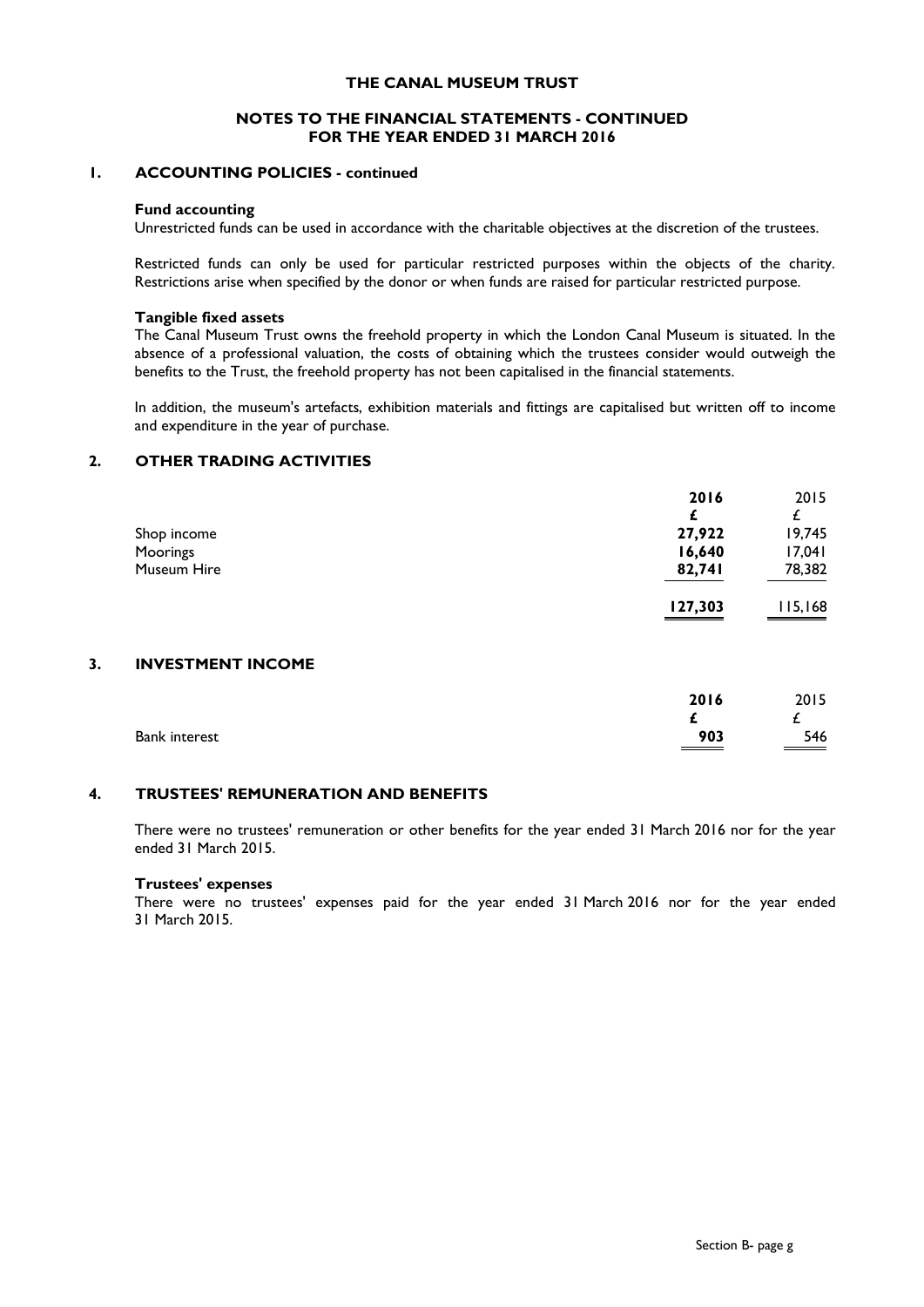# THE CANAL MUSEUM TRUST

## NOTES TO THE FINANCIAL STATEMENTS - CONTINUED FOR THE YEAR ENDED 31 MARCH 2016

### 1. ACCOUNTING POLICIES - continued

**Fund accounting**

Unrestricted funds can be used in accordance with the charitable objectives at the discretion of the trustees.

Restricted funds can only be used for particular restricted purposes within the objects of the charity. Restrictions arise when specified by the donor or when funds are raised for particular restricted purpose.

**Tangible fixed assets**

The Canal Museum Trust owns the freehold property in which the London Canal Museum is situated. In the absence of a professional valuation, the costs of obtaining which the trustees consider would outweigh the benefits to the Trust, the freehold property has not been capitalised in the financial statements.

In addition, the museum's artefacts, exhibition materials and fittings are capitalised but written off to income and expenditure in the year of purchase.

### 2. OTHER TRADING ACTIVITIES

| | 2016 | 2015 |
|---|---|---|
| | £ | £ |
| Shop income | 27,922 | 19,745 |
| Moorings | 16,640 | 17,041 |
| Museum Hire | 82,741 | 78,382 |
| | **127,303** | 115,168 |

### 3. INVESTMENT INCOME

| | 2016 | 2015 |
|---|---|---|
| | £ | £ |
| Bank interest | 903 | 546 |

### 4. TRUSTEES' REMUNERATION AND BENEFITS

There were no trustees' remuneration or other benefits for the year ended 31 March 2016 nor for the year ended 31 March 2015.

**Trustees' expenses**

There were no trustees' expenses paid for the year ended 31 March 2016 nor for the year ended 31 March 2015.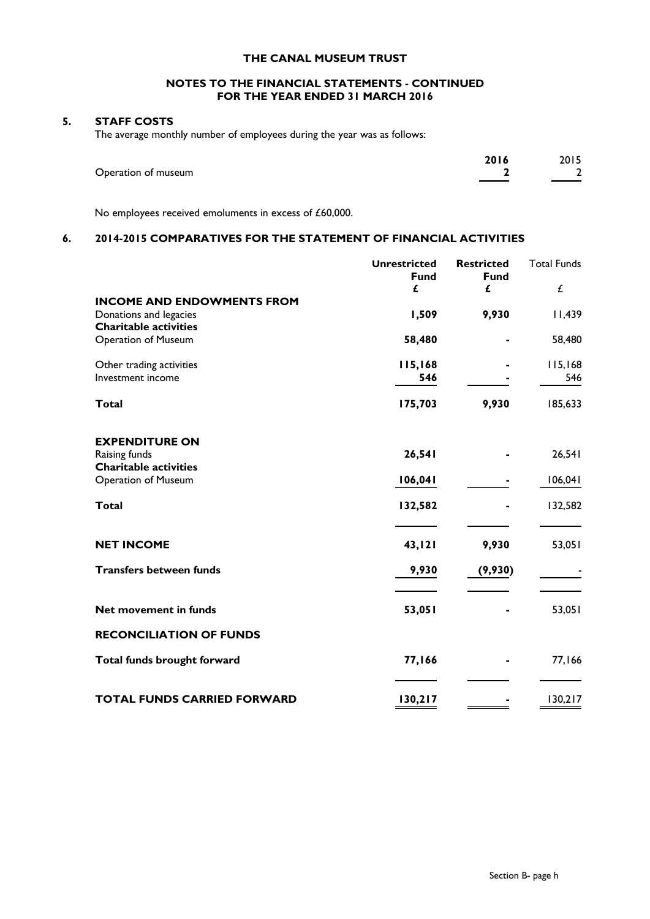**THE CANAL MUSEUM TRUST**

**NOTES TO THE FINANCIAL STATEMENTS - CONTINUED**
**FOR THE YEAR ENDED 31 MARCH 2016**

## 5. STAFF COSTS

The average monthly number of employees during the year was as follows:

| | 2016 | 2015 |
|---|---|---|
| Operation of museum | 2 | 2 |

No employees received emoluments in excess of £60,000.

## 6. 2014-2015 COMPARATIVES FOR THE STATEMENT OF FINANCIAL ACTIVITIES

| | Unrestricted Fund £ | Restricted Fund £ | Total Funds £ |
|---|---|---|---|
| **INCOME AND ENDOWMENTS FROM** | | | |
| Donations and legacies | 1,509 | 9,930 | 11,439 |
| **Charitable activities** | | | |
| Operation of Museum | 58,480 | - | 58,480 |
| Other trading activities | 115,168 | - | 115,168 |
| Investment income | 546 | - | 546 |
| **Total** | 175,703 | 9,930 | 185,633 |
| **EXPENDITURE ON** | | | |
| Raising funds | 26,541 | - | 26,541 |
| **Charitable activities** | | | |
| Operation of Museum | 106,041 | - | 106,041 |
| **Total** | 132,582 | - | 132,582 |
| **NET INCOME** | 43,121 | 9,930 | 53,051 |
| **Transfers between funds** | 9,930 | (9,930) | - |
| **Net movement in funds** | 53,051 | - | 53,051 |
| **RECONCILIATION OF FUNDS** | | | |
| **Total funds brought forward** | 77,166 | - | 77,166 |
| **TOTAL FUNDS CARRIED FORWARD** | 130,217 | - | 130,217 |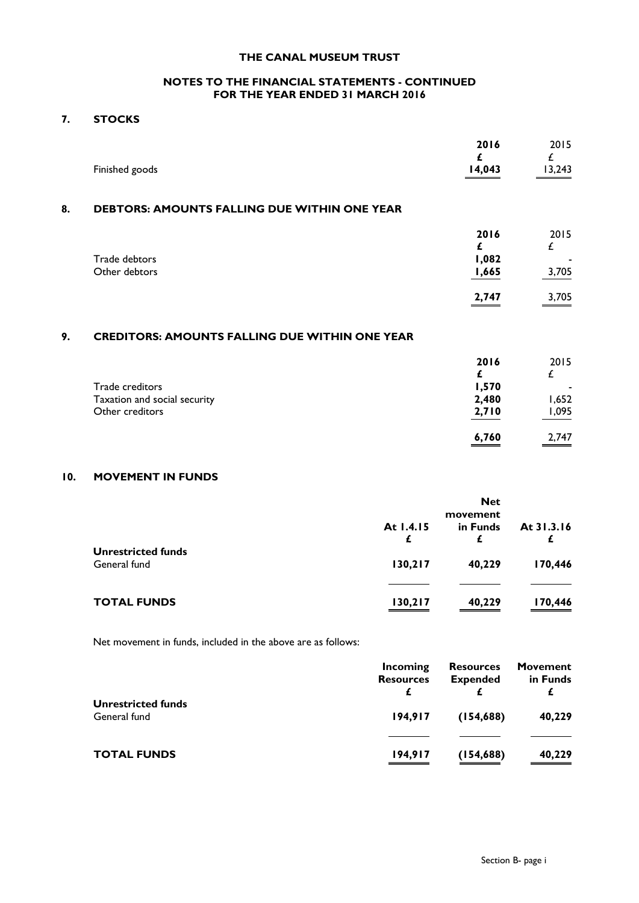**THE CANAL MUSEUM TRUST**

**NOTES TO THE FINANCIAL STATEMENTS - CONTINUED
FOR THE YEAR ENDED 31 MARCH 2016**

## 7. STOCKS

| | **2016** | 2015 |
|---|---|---|
| | **£** | £ |
| Finished goods | **14,043** | 13,243 |

## 8. DEBTORS: AMOUNTS FALLING DUE WITHIN ONE YEAR

| | **2016** | 2015 |
|---|---|---|
| | **£** | £ |
| Trade debtors | **1,082** | - |
| Other debtors | **1,665** | 3,705 |
| | **2,747** | 3,705 |

## 9. CREDITORS: AMOUNTS FALLING DUE WITHIN ONE YEAR

| | **2016** | 2015 |
|---|---|---|
| | **£** | £ |
| Trade creditors | **1,570** | - |
| Taxation and social security | **2,480** | 1,652 |
| Other creditors | **2,710** | 1,095 |
| | **6,760** | 2,747 |

## 10. MOVEMENT IN FUNDS

| | **At 1.4.15** | **Net movement in Funds** | **At 31.3.16** |
|---|---|---|---|
| | **£** | **£** | **£** |
| **Unrestricted funds** | | | |
| General fund | **130,217** | **40,229** | **170,446** |
| **TOTAL FUNDS** | **130,217** | **40,229** | **170,446** |

Net movement in funds, included in the above are as follows:

| | **Incoming Resources** | **Resources Expended** | **Movement in Funds** |
|---|---|---|---|
| | **£** | **£** | **£** |
| **Unrestricted funds** | | | |
| General fund | **194,917** | **(154,688)** | **40,229** |
| **TOTAL FUNDS** | **194,917** | **(154,688)** | **40,229** |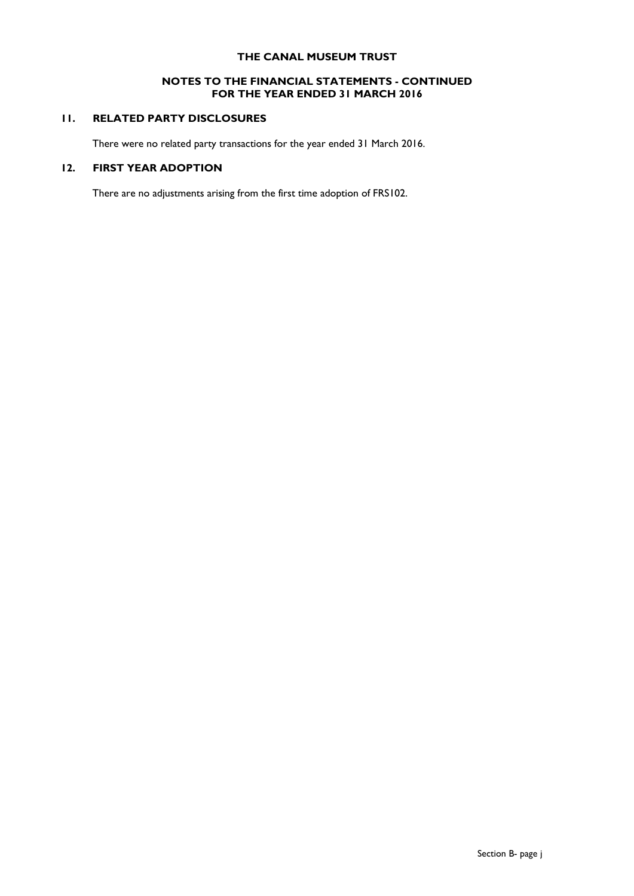**THE CANAL MUSEUM TRUST**

**NOTES TO THE FINANCIAL STATEMENTS - CONTINUED FOR THE YEAR ENDED 31 MARCH 2016**

## 11. RELATED PARTY DISCLOSURES

There were no related party transactions for the year ended 31 March 2016.

## 12. FIRST YEAR ADOPTION

There are no adjustments arising from the first time adoption of FRS102.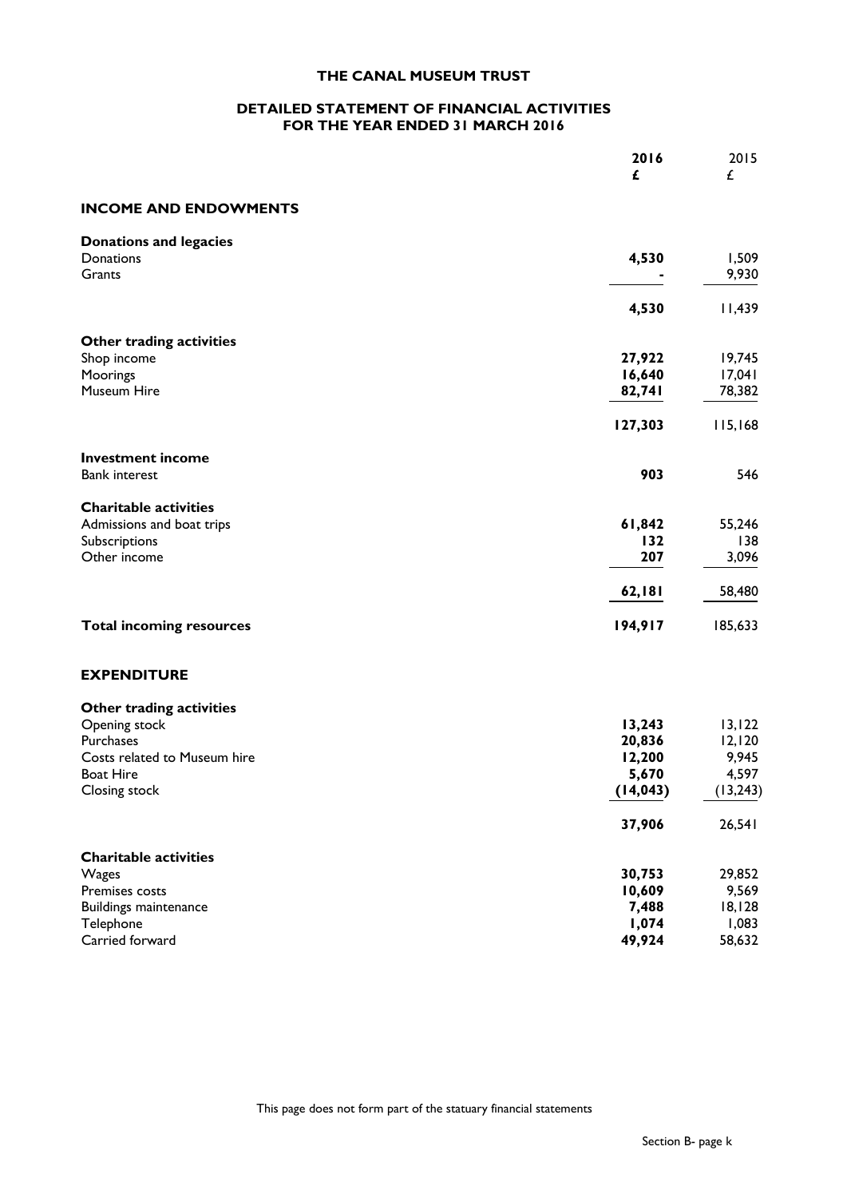# THE CANAL MUSEUM TRUST

## DETAILED STATEMENT OF FINANCIAL ACTIVITIES FOR THE YEAR ENDED 31 MARCH 2016

| | 2016 £ | 2015 £ |
|---|---|---|
| **INCOME AND ENDOWMENTS** | | |
| **Donations and legacies** | | |
| Donations | **4,530** | 1,509 |
| Grants | **-** | 9,930 |
| | **4,530** | 11,439 |
| **Other trading activities** | | |
| Shop income | **27,922** | 19,745 |
| Moorings | **16,640** | 17,041 |
| Museum Hire | **82,741** | 78,382 |
| | **127,303** | 115,168 |
| **Investment income** | | |
| Bank interest | **903** | 546 |
| **Charitable activities** | | |
| Admissions and boat trips | **61,842** | 55,246 |
| Subscriptions | **132** | 138 |
| Other income | **207** | 3,096 |
| | **62,181** | 58,480 |
| **Total incoming resources** | **194,917** | 185,633 |
| **EXPENDITURE** | | |
| **Other trading activities** | | |
| Opening stock | **13,243** | 13,122 |
| Purchases | **20,836** | 12,120 |
| Costs related to Museum hire | **12,200** | 9,945 |
| Boat Hire | **5,670** | 4,597 |
| Closing stock | **(14,043)** | (13,243) |
| | **37,906** | 26,541 |
| **Charitable activities** | | |
| Wages | **30,753** | 29,852 |
| Premises costs | **10,609** | 9,569 |
| Buildings maintenance | **7,488** | 18,128 |
| Telephone | **1,074** | 1,083 |
| Carried forward | **49,924** | 58,632 |

This page does not form part of the statuary financial statements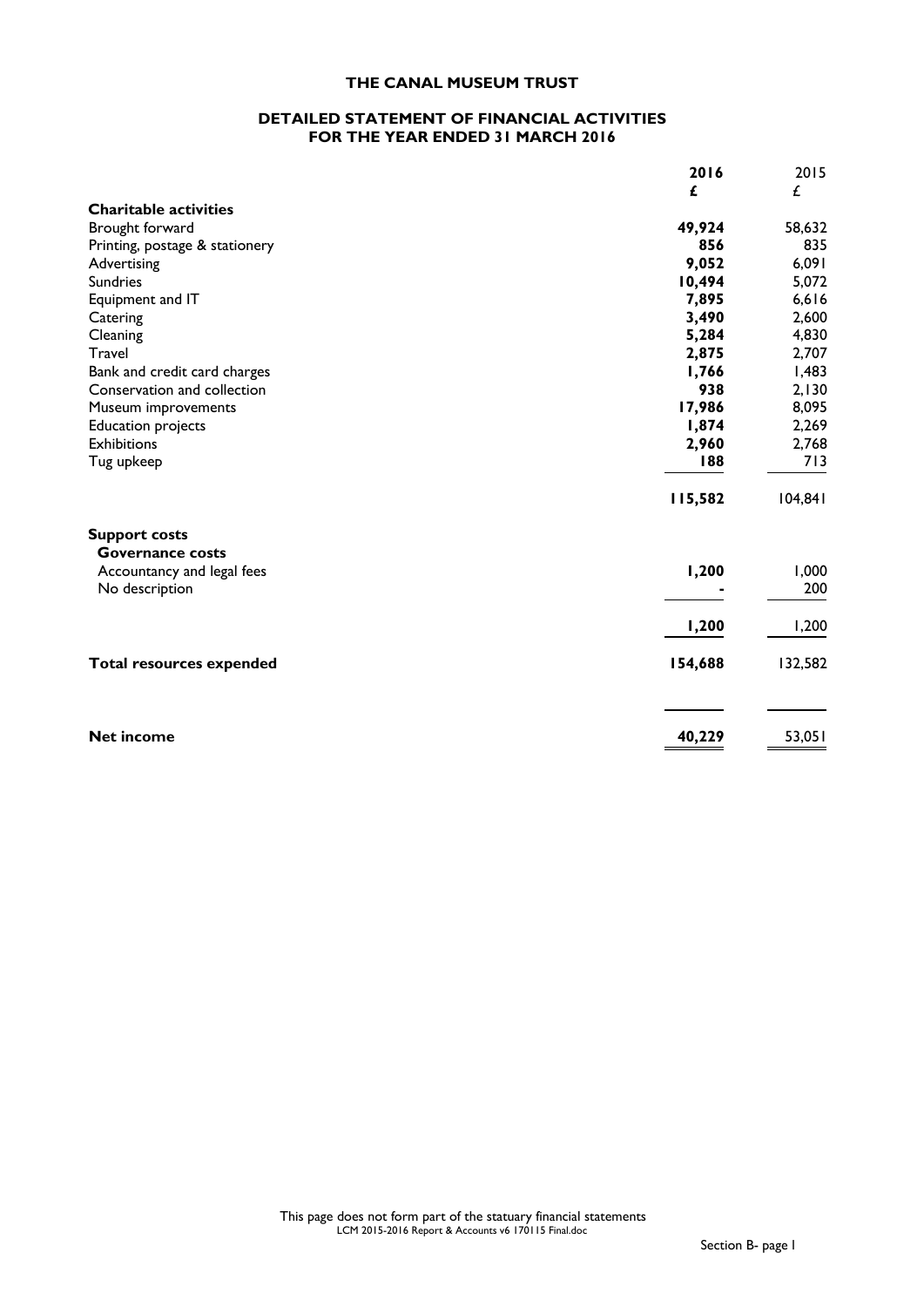**THE CANAL MUSEUM TRUST**

**DETAILED STATEMENT OF FINANCIAL ACTIVITIES**
**FOR THE YEAR ENDED 31 MARCH 2016**

| | **2016** | 2015 |
|---|---|---|
| | **£** | £ |
| **Charitable activities** | | |
| Brought forward | **49,924** | 58,632 |
| Printing, postage & stationery | **856** | 835 |
| Advertising | **9,052** | 6,091 |
| Sundries | **10,494** | 5,072 |
| Equipment and IT | **7,895** | 6,616 |
| Catering | **3,490** | 2,600 |
| Cleaning | **5,284** | 4,830 |
| Travel | **2,875** | 2,707 |
| Bank and credit card charges | **1,766** | 1,483 |
| Conservation and collection | **938** | 2,130 |
| Museum improvements | **17,986** | 8,095 |
| Education projects | **1,874** | 2,269 |
| Exhibitions | **2,960** | 2,768 |
| Tug upkeep | **188** | 713 |
| | **115,582** | 104,841 |
| **Support costs** | | |
| **Governance costs** | | |
| Accountancy and legal fees | **1,200** | 1,000 |
| No description | **-** | 200 |
| | **1,200** | 1,200 |
| **Total resources expended** | **154,688** | 132,582 |
| **Net income** | **40,229** | 53,051 |

This page does not form part of the statuary financial statements
LCM 2015-2016 Report & Accounts v6 170115 Final.doc